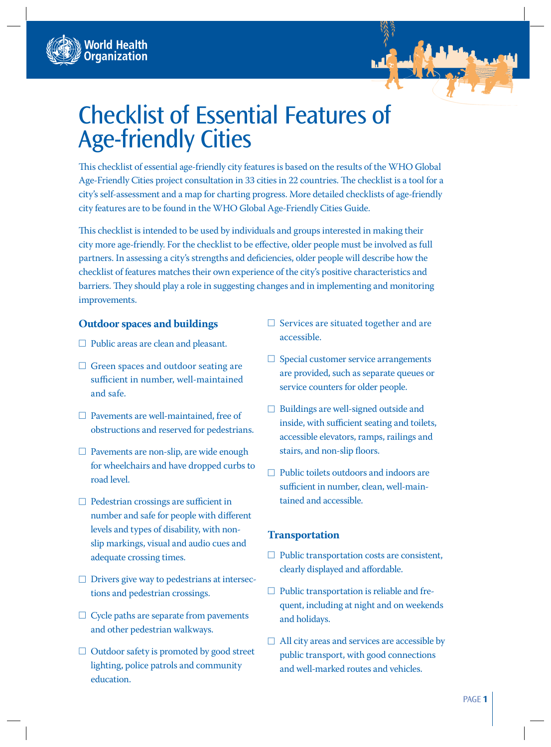# Checklist of Essential Features of Age-friendly Cities

This checklist of essential age-friendly city features is based on the results of the WHO Global Age-Friendly Cities project consultation in 33 cities in 22 countries. The checklist is a tool for a city's self-assessment and a map for charting progress. More detailed checklists of age-friendly city features are to be found in the WHO Global Age-Friendly Cities Guide.

This checklist is intended to be used by individuals and groups interested in making their city more age-friendly. For the checklist to be effective, older people must be involved as full partners. In assessing a city's strengths and deficiencies, older people will describe how the checklist of features matches their own experience of the city's positive characteristics and barriers. They should play a role in suggesting changes and in implementing and monitoring improvements.

### Outdoor spaces and buildings

- ☐ Public areas are clean and pleasant.
- ☐ Green spaces and outdoor seating are sufficient in number, well-maintained and safe.
- ☐ Pavements are well-maintained, free of obstructions and reserved for pedestrians.
- ☐ Pavements are non-slip, are wide enough for wheelchairs and have dropped curbs to road level.
- ☐ Pedestrian crossings are sufficient in number and safe for people with different levels and types of disability, with non-slip markings, visual and audio cues and adequate crossing times.
- ☐ Drivers give way to pedestrians at intersections and pedestrian crossings.
- ☐ Cycle paths are separate from pavements and other pedestrian walkways.
- ☐ Outdoor safety is promoted by good street lighting, police patrols and community education.
- ☐ Services are situated together and are accessible.
- ☐ Special customer service arrangements are provided, such as separate queues or service counters for older people.
- ☐ Buildings are well-signed outside and inside, with sufficient seating and toilets, accessible elevators, ramps, railings and stairs, and non-slip floors.
- ☐ Public toilets outdoors and indoors are sufficient in number, clean, well-maintained and accessible.

### Transportation

- ☐ Public transportation costs are consistent, clearly displayed and affordable.
- ☐ Public transportation is reliable and frequent, including at night and on weekends and holidays.
- ☐ All city areas and services are accessible by public transport, with good connections and well-marked routes and vehicles.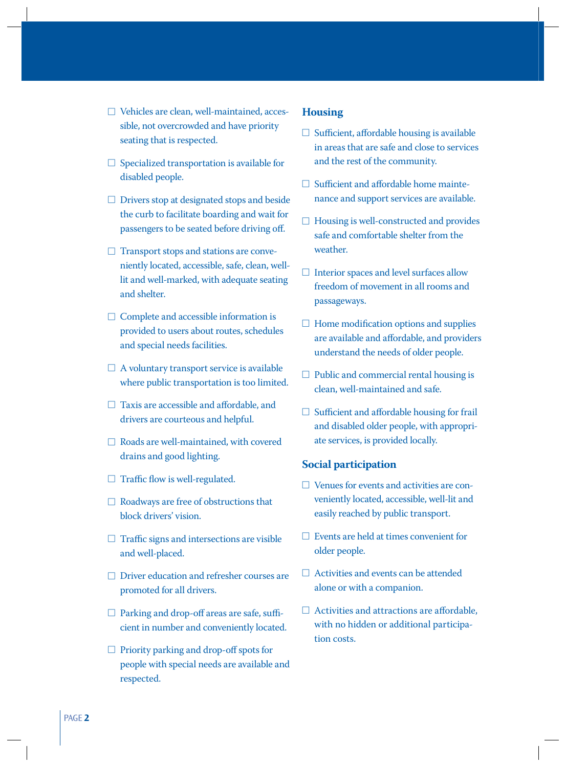- ☐ Vehicles are clean, well-maintained, accessible, not overcrowded and have priority seating that is respected.
- ☐ Specialized transportation is available for disabled people.
- ☐ Drivers stop at designated stops and beside the curb to facilitate boarding and wait for passengers to be seated before driving off.
- ☐ Transport stops and stations are conveniently located, accessible, safe, clean, well-lit and well-marked, with adequate seating and shelter.
- ☐ Complete and accessible information is provided to users about routes, schedules and special needs facilities.
- ☐ A voluntary transport service is available where public transportation is too limited.
- ☐ Taxis are accessible and affordable, and drivers are courteous and helpful.
- ☐ Roads are well-maintained, with covered drains and good lighting.
- ☐ Traffic flow is well-regulated.
- ☐ Roadways are free of obstructions that block drivers' vision.
- ☐ Traffic signs and intersections are visible and well-placed.
- ☐ Driver education and refresher courses are promoted for all drivers.
- ☐ Parking and drop-off areas are safe, sufficient in number and conveniently located.
- ☐ Priority parking and drop-off spots for people with special needs are available and respected.

## Housing

- ☐ Sufficient, affordable housing is available in areas that are safe and close to services and the rest of the community.
- ☐ Sufficient and affordable home maintenance and support services are available.
- ☐ Housing is well-constructed and provides safe and comfortable shelter from the weather.
- ☐ Interior spaces and level surfaces allow freedom of movement in all rooms and passageways.
- ☐ Home modification options and supplies are available and affordable, and providers understand the needs of older people.
- ☐ Public and commercial rental housing is clean, well-maintained and safe.
- ☐ Sufficient and affordable housing for frail and disabled older people, with appropriate services, is provided locally.

## Social participation

- ☐ Venues for events and activities are conveniently located, accessible, well-lit and easily reached by public transport.
- ☐ Events are held at times convenient for older people.
- ☐ Activities and events can be attended alone or with a companion.
- ☐ Activities and attractions are affordable, with no hidden or additional participation costs.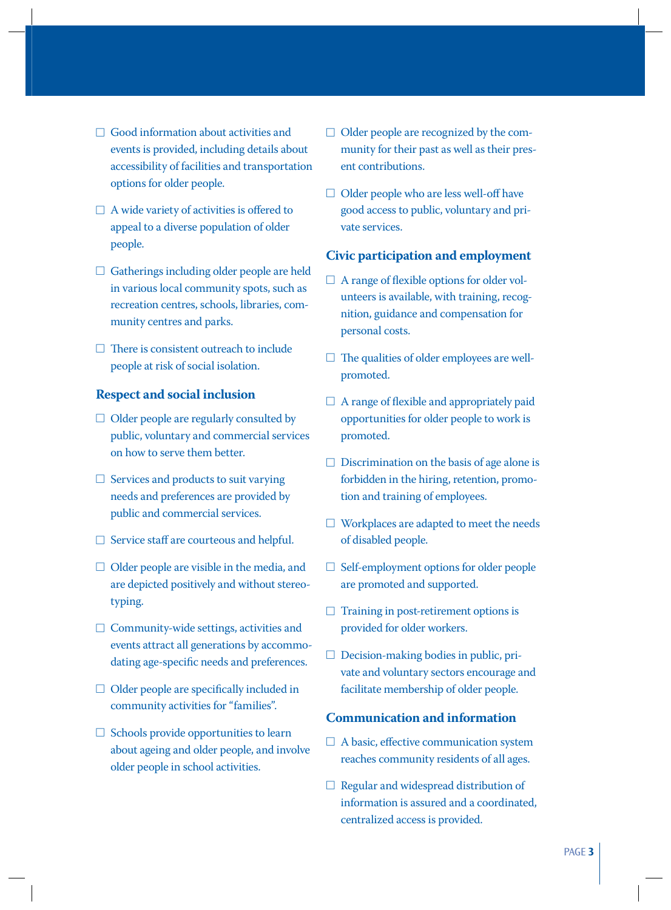- ☐ Good information about activities and events is provided, including details about accessibility of facilities and transportation options for older people.
- ☐ A wide variety of activities is offered to appeal to a diverse population of older people.
- ☐ Gatherings including older people are held in various local community spots, such as recreation centres, schools, libraries, community centres and parks.
- ☐ There is consistent outreach to include people at risk of social isolation.

### Respect and social inclusion

- ☐ Older people are regularly consulted by public, voluntary and commercial services on how to serve them better.
- ☐ Services and products to suit varying needs and preferences are provided by public and commercial services.
- ☐ Service staff are courteous and helpful.
- ☐ Older people are visible in the media, and are depicted positively and without stereotyping.
- ☐ Community-wide settings, activities and events attract all generations by accommodating age-specific needs and preferences.
- ☐ Older people are specifically included in community activities for "families".
- ☐ Schools provide opportunities to learn about ageing and older people, and involve older people in school activities.
- ☐ Older people are recognized by the community for their past as well as their present contributions.
- ☐ Older people who are less well-off have good access to public, voluntary and private services.

### Civic participation and employment

- ☐ A range of flexible options for older volunteers is available, with training, recognition, guidance and compensation for personal costs.
- ☐ The qualities of older employees are well-promoted.
- ☐ A range of flexible and appropriately paid opportunities for older people to work is promoted.
- ☐ Discrimination on the basis of age alone is forbidden in the hiring, retention, promotion and training of employees.
- ☐ Workplaces are adapted to meet the needs of disabled people.
- ☐ Self-employment options for older people are promoted and supported.
- ☐ Training in post-retirement options is provided for older workers.
- ☐ Decision-making bodies in public, private and voluntary sectors encourage and facilitate membership of older people.

### Communication and information

- ☐ A basic, effective communication system reaches community residents of all ages.
- ☐ Regular and widespread distribution of information is assured and a coordinated, centralized access is provided.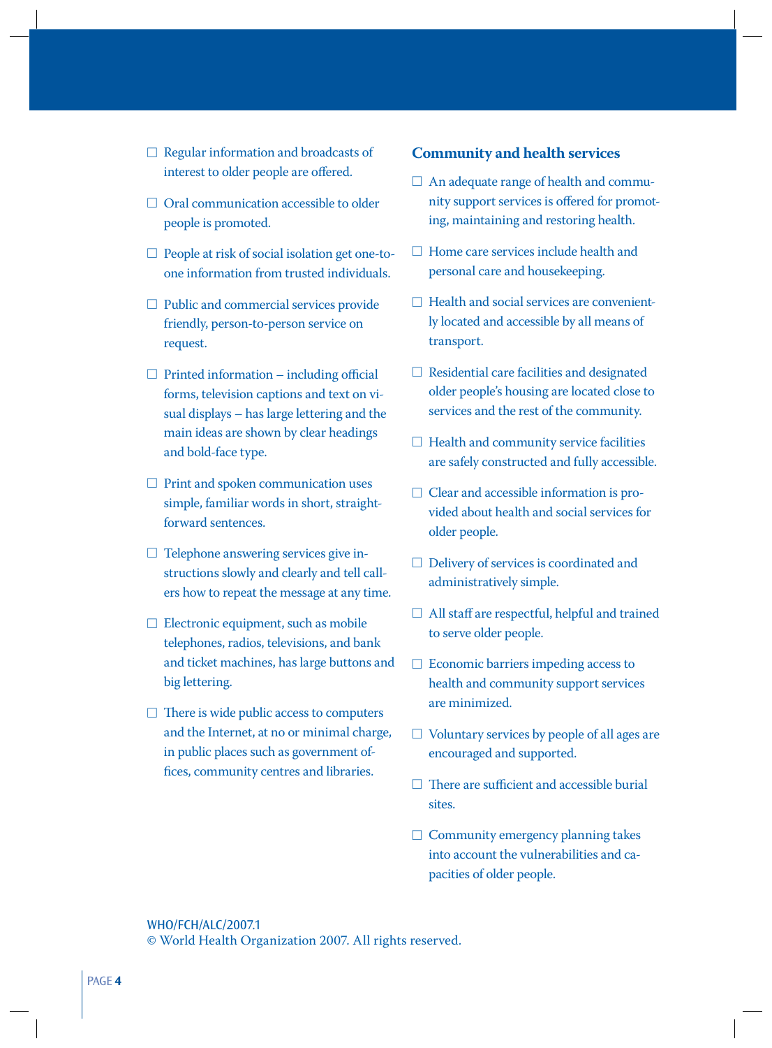- ☐ Regular information and broadcasts of interest to older people are offered.
- ☐ Oral communication accessible to older people is promoted.
- ☐ People at risk of social isolation get one-to-one information from trusted individuals.
- ☐ Public and commercial services provide friendly, person-to-person service on request.
- ☐ Printed information – including official forms, television captions and text on visual displays – has large lettering and the main ideas are shown by clear headings and bold-face type.
- ☐ Print and spoken communication uses simple, familiar words in short, straightforward sentences.
- ☐ Telephone answering services give instructions slowly and clearly and tell callers how to repeat the message at any time.
- ☐ Electronic equipment, such as mobile telephones, radios, televisions, and bank and ticket machines, has large buttons and big lettering.
- ☐ There is wide public access to computers and the Internet, at no or minimal charge, in public places such as government offices, community centres and libraries.

## Community and health services

- ☐ An adequate range of health and community support services is offered for promoting, maintaining and restoring health.
- ☐ Home care services include health and personal care and housekeeping.
- ☐ Health and social services are conveniently located and accessible by all means of transport.
- ☐ Residential care facilities and designated older people's housing are located close to services and the rest of the community.
- ☐ Health and community service facilities are safely constructed and fully accessible.
- ☐ Clear and accessible information is provided about health and social services for older people.
- ☐ Delivery of services is coordinated and administratively simple.
- ☐ All staff are respectful, helpful and trained to serve older people.
- ☐ Economic barriers impeding access to health and community support services are minimized.
- ☐ Voluntary services by people of all ages are encouraged and supported.
- ☐ There are sufficient and accessible burial sites.
- ☐ Community emergency planning takes into account the vulnerabilities and capacities of older people.

WHO/FCH/ALC/2007.1
© World Health Organization 2007. All rights reserved.